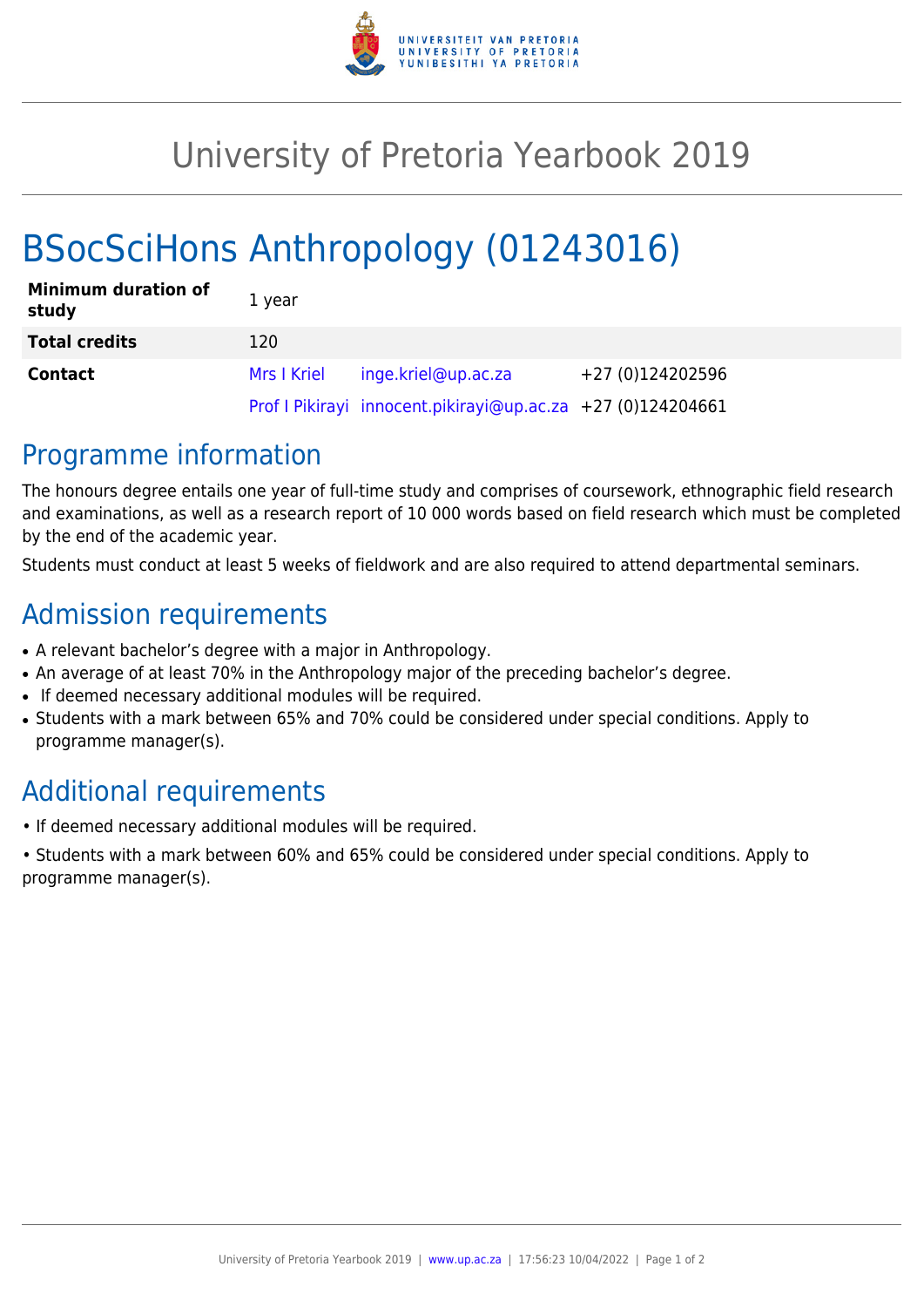# University of Pretoria Yearbook 2019

# BSocSciHons Anthropology (01243016)

| | | | |
|---|---|---|---|
| **Minimum duration of study** | 1 year | | |
| **Total credits** | 120 | | |
| **Contact** | Mrs I Kriel | inge.kriel@up.ac.za | +27 (0)124202596 |
| | Prof I Pikirayi | innocent.pikirayi@up.ac.za | +27 (0)124204661 |

## Programme information

The honours degree entails one year of full-time study and comprises of coursework, ethnographic field research and examinations, as well as a research report of 10 000 words based on field research which must be completed by the end of the academic year.

Students must conduct at least 5 weeks of fieldwork and are also required to attend departmental seminars.

## Admission requirements

- A relevant bachelor's degree with a major in Anthropology.
- An average of at least 70% in the Anthropology major of the preceding bachelor's degree.
- If deemed necessary additional modules will be required.
- Students with a mark between 65% and 70% could be considered under special conditions. Apply to programme manager(s).

## Additional requirements

• If deemed necessary additional modules will be required.

• Students with a mark between 60% and 65% could be considered under special conditions. Apply to programme manager(s).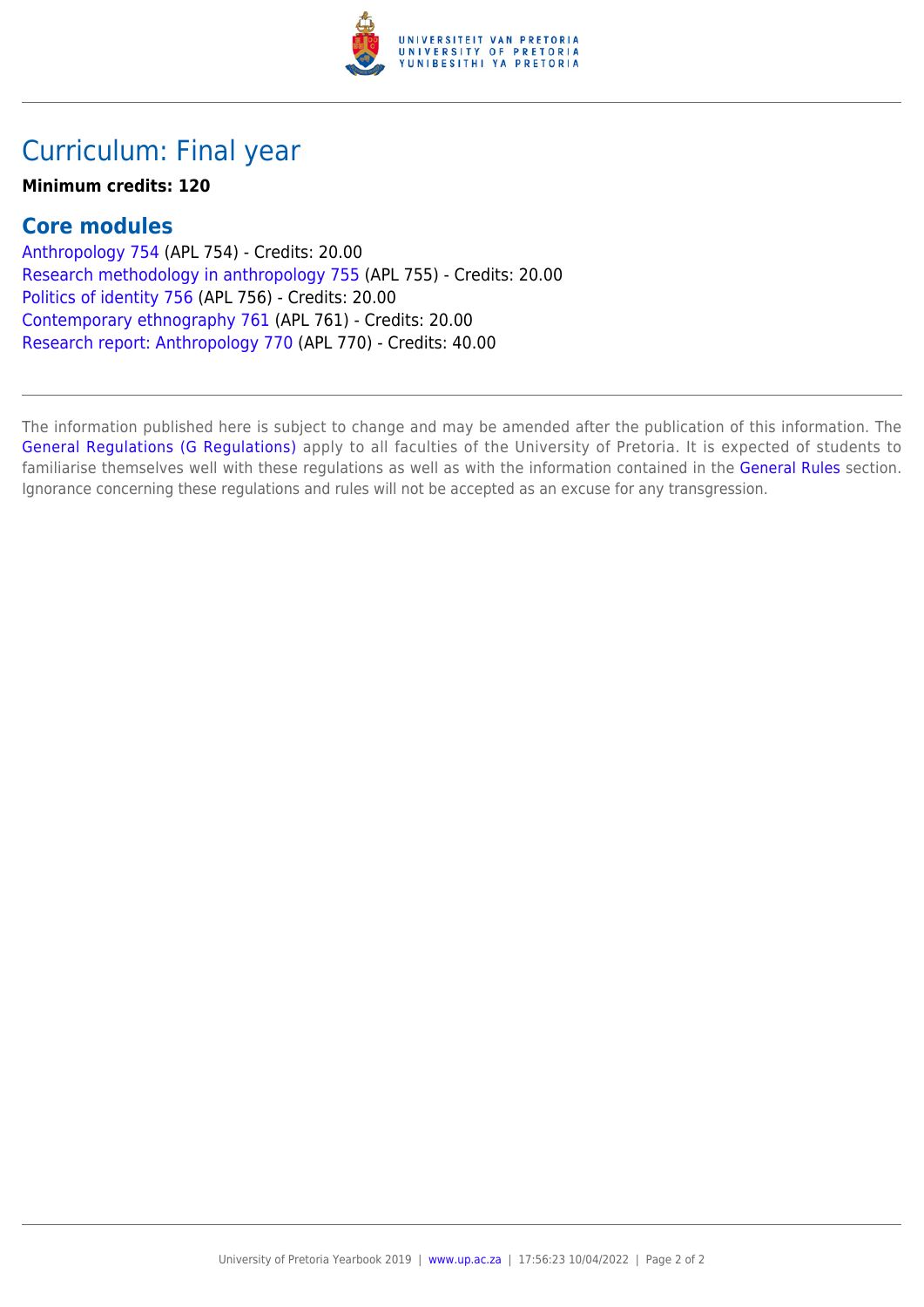## Curriculum: Final year

**Minimum credits: 120**

### Core modules

Anthropology 754 (APL 754) - Credits: 20.00
Research methodology in anthropology 755 (APL 755) - Credits: 20.00
Politics of identity 756 (APL 756) - Credits: 20.00
Contemporary ethnography 761 (APL 761) - Credits: 20.00
Research report: Anthropology 770 (APL 770) - Credits: 40.00

The information published here is subject to change and may be amended after the publication of this information. The General Regulations (G Regulations) apply to all faculties of the University of Pretoria. It is expected of students to familiarise themselves well with these regulations as well as with the information contained in the General Rules section. Ignorance concerning these regulations and rules will not be accepted as an excuse for any transgression.